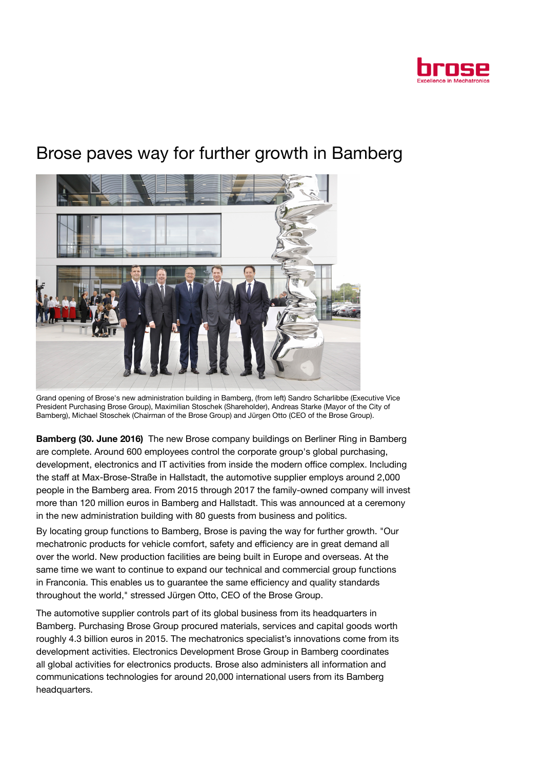# Brose paves way for further growth in Bamberg

Grand opening of Brose's new administration building in Bamberg, (from left) Sandro Scharlibbe (Executive Vice President Purchasing Brose Group), Maximilian Stoschek (Shareholder), Andreas Starke (Mayor of the City of Bamberg), Michael Stoschek (Chairman of the Brose Group) and Jürgen Otto (CEO of the Brose Group).

**Bamberg (30. June 2016)** The new Brose company buildings on Berliner Ring in Bamberg are complete. Around 600 employees control the corporate group's global purchasing, development, electronics and IT activities from inside the modern office complex. Including the staff at Max-Brose-Straße in Hallstadt, the automotive supplier employs around 2,000 people in the Bamberg area. From 2015 through 2017 the family-owned company will invest more than 120 million euros in Bamberg and Hallstadt. This was announced at a ceremony in the new administration building with 80 guests from business and politics.

By locating group functions to Bamberg, Brose is paving the way for further growth. "Our mechatronic products for vehicle comfort, safety and efficiency are in great demand all over the world. New production facilities are being built in Europe and overseas. At the same time we want to continue to expand our technical and commercial group functions in Franconia. This enables us to guarantee the same efficiency and quality standards throughout the world," stressed Jürgen Otto, CEO of the Brose Group.

The automotive supplier controls part of its global business from its headquarters in Bamberg. Purchasing Brose Group procured materials, services and capital goods worth roughly 4.3 billion euros in 2015. The mechatronics specialist's innovations come from its development activities. Electronics Development Brose Group in Bamberg coordinates all global activities for electronics products. Brose also administers all information and communications technologies for around 20,000 international users from its Bamberg headquarters.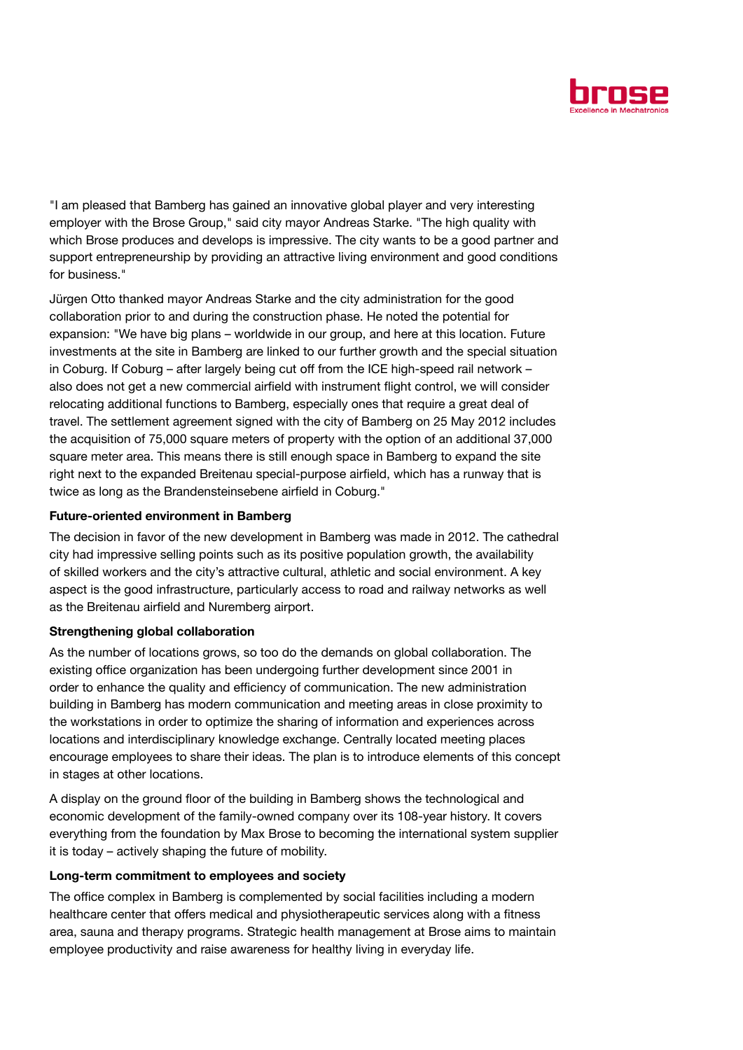"I am pleased that Bamberg has gained an innovative global player and very interesting employer with the Brose Group," said city mayor Andreas Starke. "The high quality with which Brose produces and develops is impressive. The city wants to be a good partner and support entrepreneurship by providing an attractive living environment and good conditions for business."

Jürgen Otto thanked mayor Andreas Starke and the city administration for the good collaboration prior to and during the construction phase. He noted the potential for expansion: "We have big plans – worldwide in our group, and here at this location. Future investments at the site in Bamberg are linked to our further growth and the special situation in Coburg. If Coburg – after largely being cut off from the ICE high-speed rail network – also does not get a new commercial airfield with instrument flight control, we will consider relocating additional functions to Bamberg, especially ones that require a great deal of travel. The settlement agreement signed with the city of Bamberg on 25 May 2012 includes the acquisition of 75,000 square meters of property with the option of an additional 37,000 square meter area. This means there is still enough space in Bamberg to expand the site right next to the expanded Breitenau special-purpose airfield, which has a runway that is twice as long as the Brandensteinsebene airfield in Coburg."

**Future-oriented environment in Bamberg**

The decision in favor of the new development in Bamberg was made in 2012. The cathedral city had impressive selling points such as its positive population growth, the availability of skilled workers and the city's attractive cultural, athletic and social environment. A key aspect is the good infrastructure, particularly access to road and railway networks as well as the Breitenau airfield and Nuremberg airport.

**Strengthening global collaboration**

As the number of locations grows, so too do the demands on global collaboration. The existing office organization has been undergoing further development since 2001 in order to enhance the quality and efficiency of communication. The new administration building in Bamberg has modern communication and meeting areas in close proximity to the workstations in order to optimize the sharing of information and experiences across locations and interdisciplinary knowledge exchange. Centrally located meeting places encourage employees to share their ideas. The plan is to introduce elements of this concept in stages at other locations.

A display on the ground floor of the building in Bamberg shows the technological and economic development of the family-owned company over its 108-year history. It covers everything from the foundation by Max Brose to becoming the international system supplier it is today – actively shaping the future of mobility.

**Long-term commitment to employees and society**

The office complex in Bamberg is complemented by social facilities including a modern healthcare center that offers medical and physiotherapeutic services along with a fitness area, sauna and therapy programs. Strategic health management at Brose aims to maintain employee productivity and raise awareness for healthy living in everyday life.